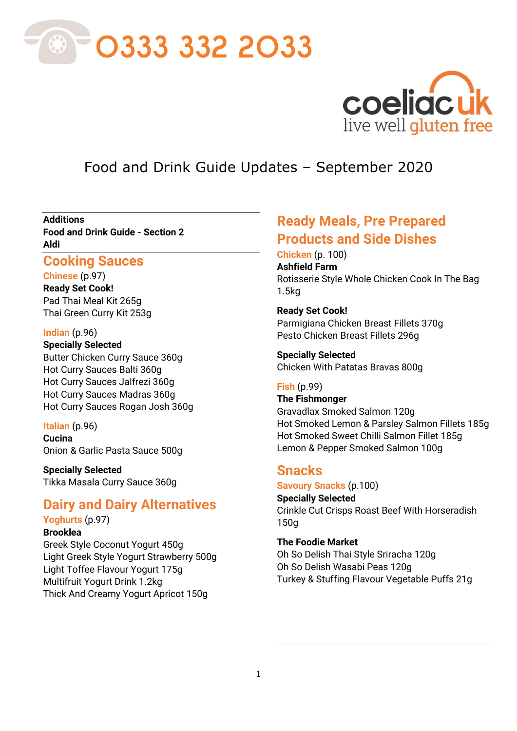0333 332 2033

coeliac uk
live well gluten free

# Food and Drink Guide Updates – September 2020

**Additions**
**Food and Drink Guide - Section 2**
**Aldi**

## Cooking Sauces

### Chinese (p.97)

**Ready Set Cook!**
Pad Thai Meal Kit 265g
Thai Green Curry Kit 253g

### Indian (p.96)

**Specially Selected**
Butter Chicken Curry Sauce 360g
Hot Curry Sauces Balti 360g
Hot Curry Sauces Jalfrezi 360g
Hot Curry Sauces Madras 360g
Hot Curry Sauces Rogan Josh 360g

### Italian (p.96)

**Cucina**
Onion & Garlic Pasta Sauce 500g

**Specially Selected**
Tikka Masala Curry Sauce 360g

## Dairy and Dairy Alternatives

### Yoghurts (p.97)

**Brooklea**
Greek Style Coconut Yogurt 450g
Light Greek Style Yogurt Strawberry 500g
Light Toffee Flavour Yogurt 175g
Multifruit Yogurt Drink 1.2kg
Thick And Creamy Yogurt Apricot 150g

## Ready Meals, Pre Prepared Products and Side Dishes

### Chicken (p. 100)

**Ashfield Farm**
Rotisserie Style Whole Chicken Cook In The Bag 1.5kg

**Ready Set Cook!**
Parmigiana Chicken Breast Fillets 370g
Pesto Chicken Breast Fillets 296g

**Specially Selected**
Chicken With Patatas Bravas 800g

### Fish (p.99)

**The Fishmonger**
Gravadlax Smoked Salmon 120g
Hot Smoked Lemon & Parsley Salmon Fillets 185g
Hot Smoked Sweet Chilli Salmon Fillet 185g
Lemon & Pepper Smoked Salmon 100g

## Snacks

### Savoury Snacks (p.100)

**Specially Selected**
Crinkle Cut Crisps Roast Beef With Horseradish 150g

**The Foodie Market**
Oh So Delish Thai Style Sriracha 120g
Oh So Delish Wasabi Peas 120g
Turkey & Stuffing Flavour Vegetable Puffs 21g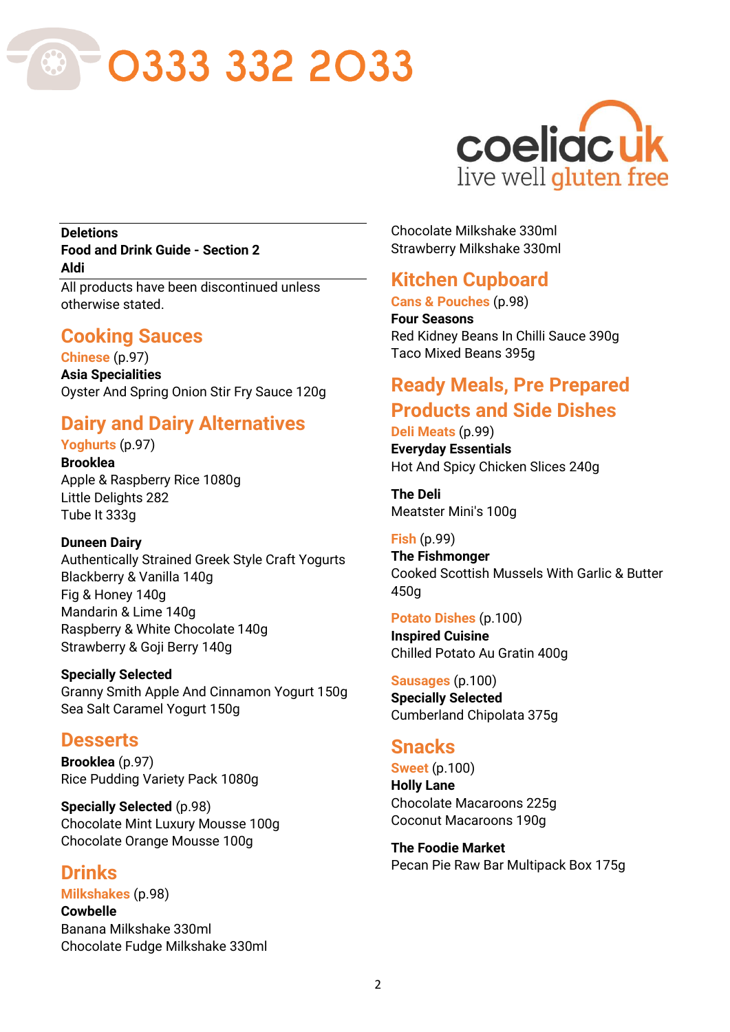0333 332 2033

coeliac uk
live well gluten free

**Deletions**
**Food and Drink Guide - Section 2**
**Aldi**

All products have been discontinued unless otherwise stated.

## Cooking Sauces

### Chinese (p.97)

**Asia Specialities**
Oyster And Spring Onion Stir Fry Sauce 120g

## Dairy and Dairy Alternatives

### Yoghurts (p.97)

**Brooklea**
Apple & Raspberry Rice 1080g
Little Delights 282
Tube It 333g

**Duneen Dairy**
Authentically Strained Greek Style Craft Yogurts
Blackberry & Vanilla 140g
Fig & Honey 140g
Mandarin & Lime 140g
Raspberry & White Chocolate 140g
Strawberry & Goji Berry 140g

**Specially Selected**
Granny Smith Apple And Cinnamon Yogurt 150g
Sea Salt Caramel Yogurt 150g

## Desserts

**Brooklea** (p.97)
Rice Pudding Variety Pack 1080g

**Specially Selected** (p.98)
Chocolate Mint Luxury Mousse 100g
Chocolate Orange Mousse 100g

## Drinks

### Milkshakes (p.98)

**Cowbelle**
Banana Milkshake 330ml
Chocolate Fudge Milkshake 330ml
Chocolate Milkshake 330ml
Strawberry Milkshake 330ml

## Kitchen Cupboard

### Cans & Pouches (p.98)

**Four Seasons**
Red Kidney Beans In Chilli Sauce 390g
Taco Mixed Beans 395g

## Ready Meals, Pre Prepared Products and Side Dishes

### Deli Meats (p.99)

**Everyday Essentials**
Hot And Spicy Chicken Slices 240g

**The Deli**
Meatster Mini's 100g

### Fish (p.99)

**The Fishmonger**
Cooked Scottish Mussels With Garlic & Butter 450g

### Potato Dishes (p.100)

**Inspired Cuisine**
Chilled Potato Au Gratin 400g

### Sausages (p.100)

**Specially Selected**
Cumberland Chipolata 375g

## Snacks

### Sweet (p.100)

**Holly Lane**
Chocolate Macaroons 225g
Coconut Macaroons 190g

**The Foodie Market**
Pecan Pie Raw Bar Multipack Box 175g